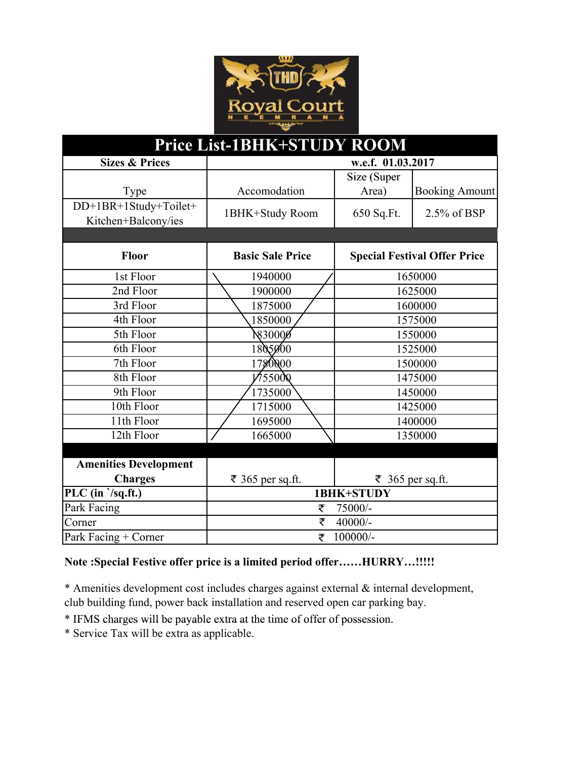# Price List-1BHK+STUDY ROOM

| Sizes & Prices | w.e.f. 01.03.2017 | | |
|---|---|---|---|
| Type | Accomodation | Size (Super Area) | Booking Amount |
| DD+1BR+1Study+Toilet+ Kitchen+Balcony/ies | 1BHK+Study Room | 650 Sq.Ft. | 2.5% of BSP |

| Floor | Basic Sale Price | Special Festival Offer Price |
|---|---|---|
| 1st Floor | 1940000 | 1650000 |
| 2nd Floor | 1900000 | 1625000 |
| 3rd Floor | 1875000 | 1600000 |
| 4th Floor | 1850000 | 1575000 |
| 5th Floor | 1830000 | 1550000 |
| 6th Floor | 1805000 | 1525000 |
| 7th Floor | 1780000 | 1500000 |
| 8th Floor | 1755000 | 1475000 |
| 9th Floor | 1735000 | 1450000 |
| 10th Floor | 1715000 | 1425000 |
| 11th Floor | 1695000 | 1400000 |
| 12th Floor | 1665000 | 1350000 |
| Amenities Development Charges | ₹ 365 per sq.ft. | ₹ 365 per sq.ft. |

| PLC (in `/sq.ft.) | 1BHK+STUDY |
|---|---|
| Park Facing | ₹ 75000/- |
| Corner | ₹ 40000/- |
| Park Facing + Corner | ₹ 100000/- |

**Note :Special Festive offer price is a limited period offer……HURRY…!!!!!**

* Amenities development cost includes charges against external & internal development, club building fund, power back installation and reserved open car parking bay.
* IFMS charges will be payable extra at the time of offer of possession.
* Service Tax will be extra as applicable.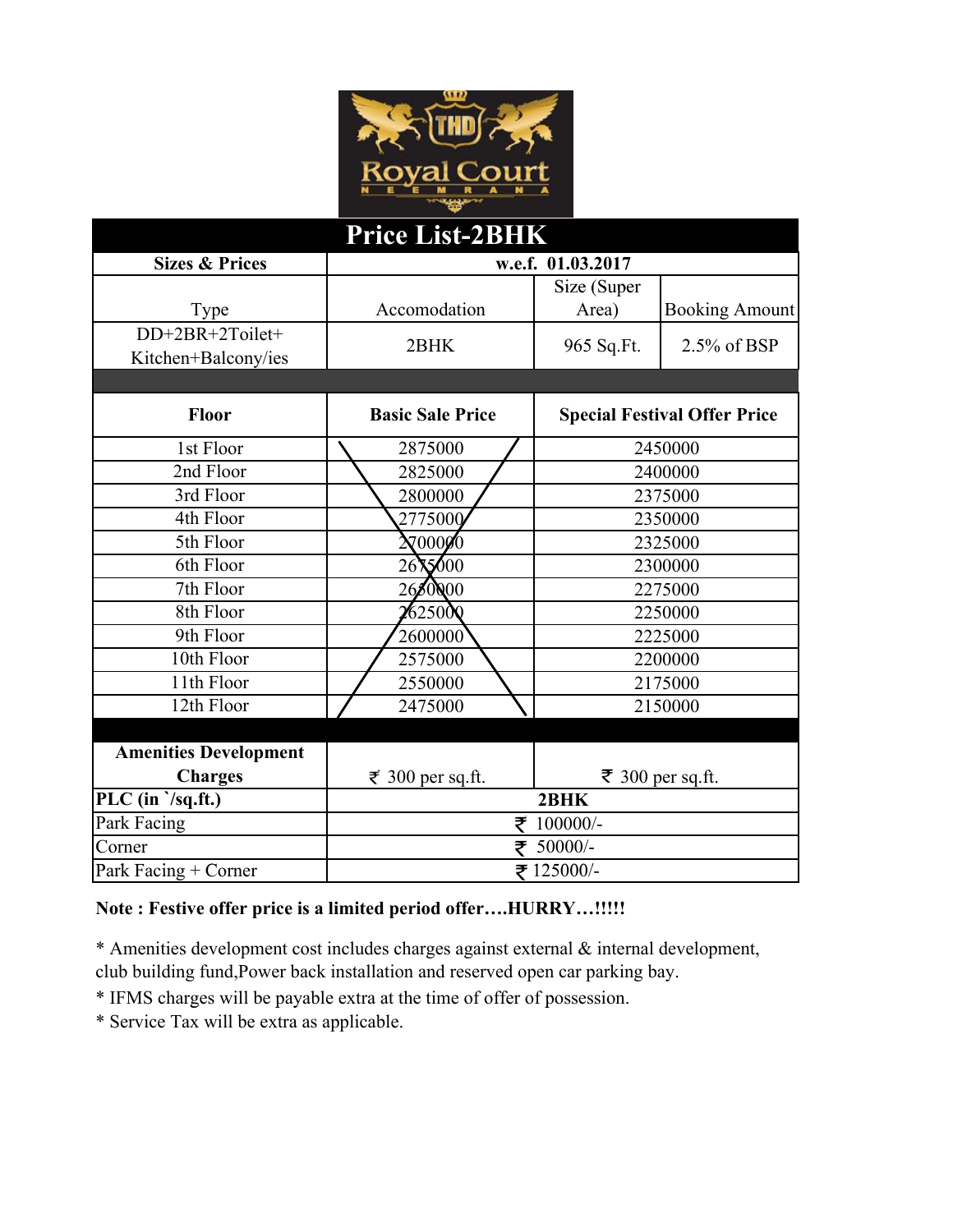# Price List-2BHK

| Sizes & Prices | w.e.f. 01.03.2017 | | |
|---|---|---|---|
| Type | Accomodation | Size (Super Area) | Booking Amount |
| DD+2BR+2Toilet+ Kitchen+Balcony/ies | 2BHK | 965 Sq.Ft. | 2.5% of BSP |

| Floor | Basic Sale Price | Special Festival Offer Price |
|---|---|---|
| 1st Floor | 2875000 | 2450000 |
| 2nd Floor | 2825000 | 2400000 |
| 3rd Floor | 2800000 | 2375000 |
| 4th Floor | 2775000 | 2350000 |
| 5th Floor | 2700000 | 2325000 |
| 6th Floor | 2675000 | 2300000 |
| 7th Floor | 2650000 | 2275000 |
| 8th Floor | 2625000 | 2250000 |
| 9th Floor | 2600000 | 2225000 |
| 10th Floor | 2575000 | 2200000 |
| 11th Floor | 2550000 | 2175000 |
| 12th Floor | 2475000 | 2150000 |
| **Amenities Development Charges** | ₹ 300 per sq.ft. | ₹ 300 per sq.ft. |

| PLC (in `/sq.ft.) | 2BHK |
|---|---|
| Park Facing | ₹ 100000/- |
| Corner | ₹ 50000/- |
| Park Facing + Corner | ₹ 125000/- |

**Note : Festive offer price is a limited period offer….HURRY…!!!!!**

* Amenities development cost includes charges against external & internal development, club building fund,Power back installation and reserved open car parking bay.
* IFMS charges will be payable extra at the time of offer of possession.
* Service Tax will be extra as applicable.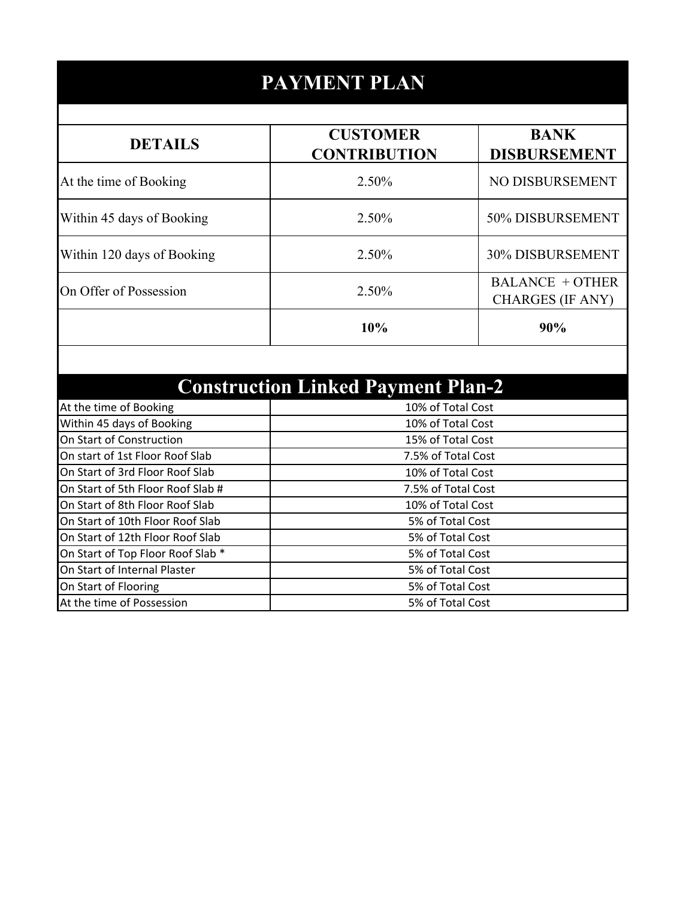# PAYMENT PLAN

| DETAILS | CUSTOMER CONTRIBUTION | BANK DISBURSEMENT |
| --- | --- | --- |
| At the time of Booking | 2.50% | NO DISBURSEMENT |
| Within 45 days of Booking | 2.50% | 50% DISBURSEMENT |
| Within 120 days of Booking | 2.50% | 30% DISBURSEMENT |
| On Offer of Possession | 2.50% | BALANCE + OTHER CHARGES (IF ANY) |
| | **10%** | **90%** |

# Construction Linked Payment Plan-2

| | |
| --- | --- |
| At the time of Booking | 10% of Total Cost |
| Within 45 days of Booking | 10% of Total Cost |
| On Start of Construction | 15% of Total Cost |
| On start of 1st Floor Roof Slab | 7.5% of Total Cost |
| On Start of 3rd Floor Roof Slab | 10% of Total Cost |
| On Start of 5th Floor Roof Slab # | 7.5% of Total Cost |
| On Start of 8th Floor Roof Slab | 10% of Total Cost |
| On Start of 10th Floor Roof Slab | 5% of Total Cost |
| On Start of 12th Floor Roof Slab | 5% of Total Cost |
| On Start of Top Floor Roof Slab * | 5% of Total Cost |
| On Start of Internal Plaster | 5% of Total Cost |
| On Start of Flooring | 5% of Total Cost |
| At the time of Possession | 5% of Total Cost |